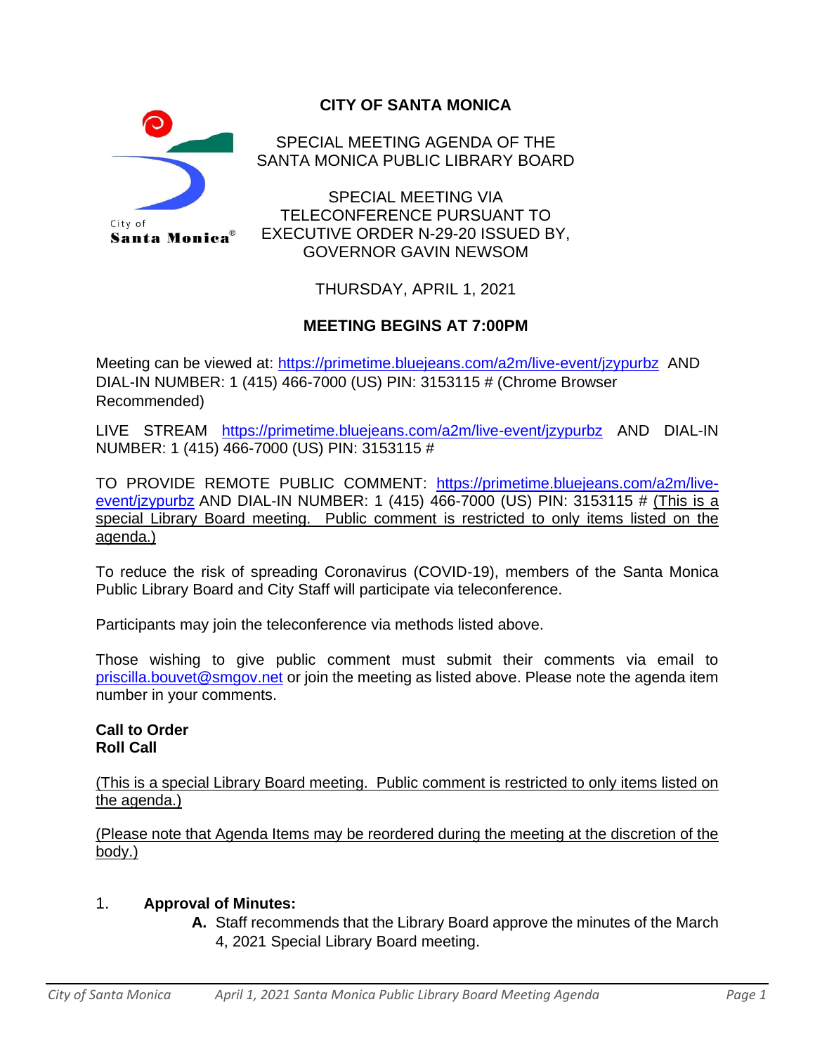# CITY OF SANTA MONICA

SPECIAL MEETING AGENDA OF THE SANTA MONICA PUBLIC LIBRARY BOARD

SPECIAL MEETING VIA TELECONFERENCE PURSUANT TO EXECUTIVE ORDER N-29-20 ISSUED BY, GOVERNOR GAVIN NEWSOM

THURSDAY, APRIL 1, 2021

**MEETING BEGINS AT 7:00PM**

Meeting can be viewed at: https://primetime.bluejeans.com/a2m/live-event/jzypurbz AND DIAL-IN NUMBER: 1 (415) 466-7000 (US) PIN: 3153115 # (Chrome Browser Recommended)

LIVE STREAM https://primetime.bluejeans.com/a2m/live-event/jzypurbz AND DIAL-IN NUMBER: 1 (415) 466-7000 (US) PIN: 3153115 #

TO PROVIDE REMOTE PUBLIC COMMENT: https://primetime.bluejeans.com/a2m/live-event/jzypurbz AND DIAL-IN NUMBER: 1 (415) 466-7000 (US) PIN: 3153115 # (This is a special Library Board meeting. Public comment is restricted to only items listed on the agenda.)

To reduce the risk of spreading Coronavirus (COVID-19), members of the Santa Monica Public Library Board and City Staff will participate via teleconference.

Participants may join the teleconference via methods listed above.

Those wishing to give public comment must submit their comments via email to priscilla.bouvet@smgov.net or join the meeting as listed above. Please note the agenda item number in your comments.

**Call to Order**
**Roll Call**

(This is a special Library Board meeting. Public comment is restricted to only items listed on the agenda.)

(Please note that Agenda Items may be reordered during the meeting at the discretion of the body.)

1. **Approval of Minutes:**
   - **A.** Staff recommends that the Library Board approve the minutes of the March 4, 2021 Special Library Board meeting.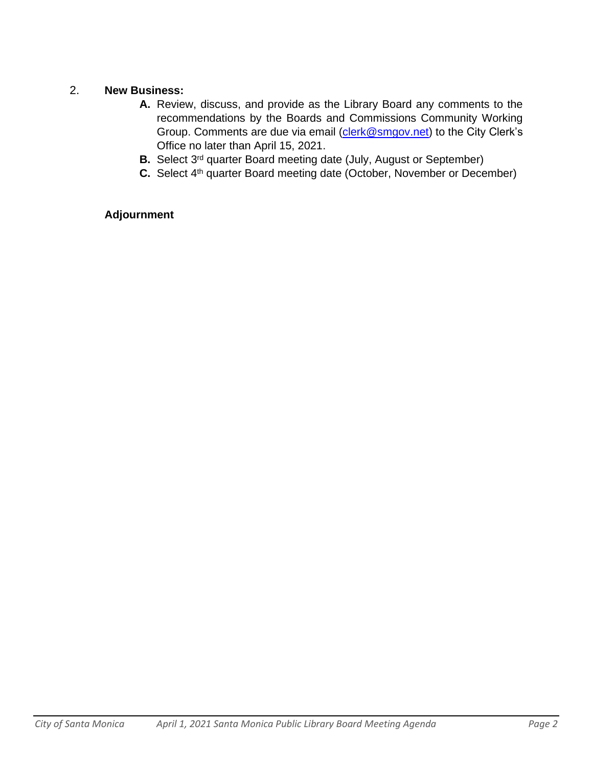2. **New Business:**

   **A.** Review, discuss, and provide as the Library Board any comments to the recommendations by the Boards and Commissions Community Working Group. Comments are due via email (clerk@smgov.net) to the City Clerk's Office no later than April 15, 2021.

   **B.** Select 3rd quarter Board meeting date (July, August or September)

   **C.** Select 4th quarter Board meeting date (October, November or December)

**Adjournment**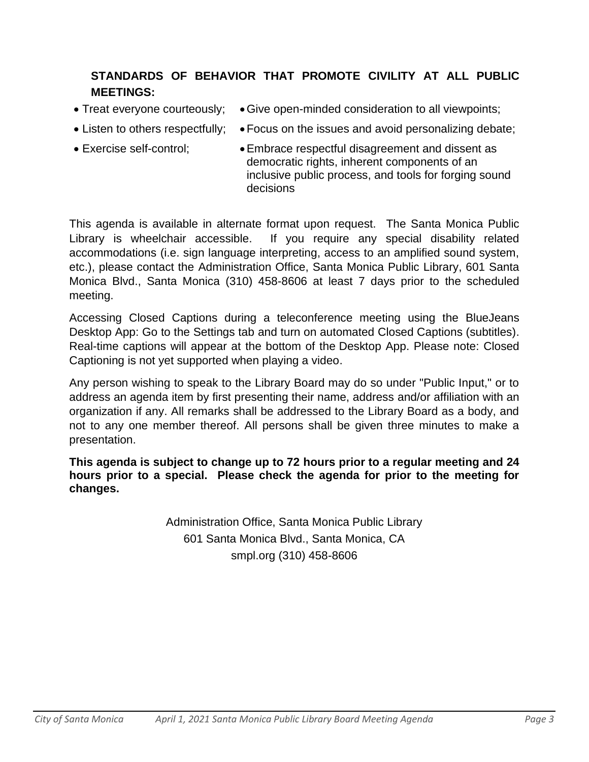**STANDARDS OF BEHAVIOR THAT PROMOTE CIVILITY AT ALL PUBLIC MEETINGS:**

- Treat everyone courteously;
- Listen to others respectfully;
- Exercise self-control;
- Give open-minded consideration to all viewpoints;
- Focus on the issues and avoid personalizing debate;
- Embrace respectful disagreement and dissent as democratic rights, inherent components of an inclusive public process, and tools for forging sound decisions

This agenda is available in alternate format upon request. The Santa Monica Public Library is wheelchair accessible. If you require any special disability related accommodations (i.e. sign language interpreting, access to an amplified sound system, etc.), please contact the Administration Office, Santa Monica Public Library, 601 Santa Monica Blvd., Santa Monica (310) 458-8606 at least 7 days prior to the scheduled meeting.

Accessing Closed Captions during a teleconference meeting using the BlueJeans Desktop App: Go to the Settings tab and turn on automated Closed Captions (subtitles). Real-time captions will appear at the bottom of the Desktop App. Please note: Closed Captioning is not yet supported when playing a video.

Any person wishing to speak to the Library Board may do so under "Public Input," or to address an agenda item by first presenting their name, address and/or affiliation with an organization if any. All remarks shall be addressed to the Library Board as a body, and not to any one member thereof. All persons shall be given three minutes to make a presentation.

**This agenda is subject to change up to 72 hours prior to a regular meeting and 24 hours prior to a special. Please check the agenda for prior to the meeting for changes.**

Administration Office, Santa Monica Public Library
601 Santa Monica Blvd., Santa Monica, CA
smpl.org (310) 458-8606